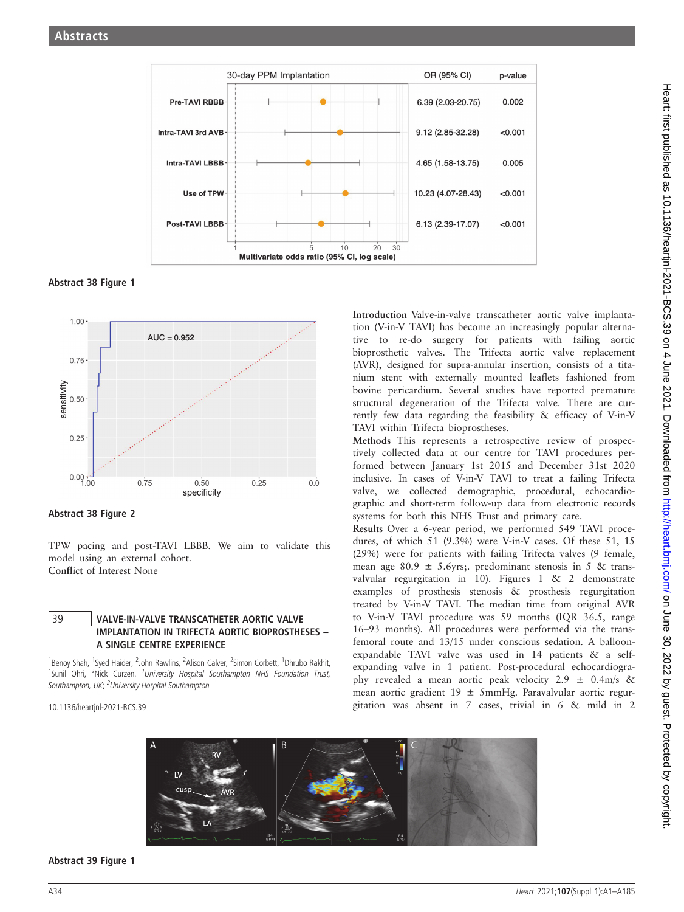| 30-day PPM Implantation | OR (95% CI) | p-value |
|---|---|---|
| Pre-TAVI RBBB | 6.39 (2.03-20.75) | 0.002 |
| Intra-TAVI 3rd AVB | 9.12 (2.85-32.28) | <0.001 |
| Intra-TAVI LBBB | 4.65 (1.58-13.75) | 0.005 |
| Use of TPW | 10.23 (4.07-28.43) | <0.001 |
| Post-TAVI LBBB | 6.13 (2.39-17.07) | <0.001 |

Multivariate odds ratio (95% CI, log scale)

**Abstract 38 Figure 1**

**Abstract 38 Figure 2**

TPW pacing and post-TAVI LBBB. We aim to validate this model using an external cohort.

**Conflict of Interest** None

## 39 VALVE-IN-VALVE TRANSCATHETER AORTIC VALVE IMPLANTATION IN TRIFECTA AORTIC BIOPROSTHESES – A SINGLE CENTRE EXPERIENCE

[1]Benoy Shah, [1]Syed Haider, [2]John Rawlins, [2]Alison Calver, [2]Simon Corbett, [1]Dhrubo Rakhit, [1]Sunil Ohri, [2]Nick Curzen. [1]*University Hospital Southampton NHS Foundation Trust, Southampton, UK*; [2]*University Hospital Southampton*

10.1136/heartjnl-2021-BCS.39

**Introduction** Valve-in-valve transcatheter aortic valve implantation (V-in-V TAVI) has become an increasingly popular alternative to re-do surgery for patients with failing aortic bioprosthetic valves. The Trifecta aortic valve replacement (AVR), designed for supra-annular insertion, consists of a titanium stent with externally mounted leaflets fashioned from bovine pericardium. Several studies have reported premature structural degeneration of the Trifecta valve. There are currently few data regarding the feasibility & efficacy of V-in-V TAVI within Trifecta bioprostheses.

**Methods** This represents a retrospective review of prospectively collected data at our centre for TAVI procedures performed between January 1st 2015 and December 31st 2020 inclusive. In cases of V-in-V TAVI to treat a failing Trifecta valve, we collected demographic, procedural, echocardiographic and short-term follow-up data from electronic records systems for both this NHS Trust and primary care.

**Results** Over a 6-year period, we performed 549 TAVI procedures, of which 51 (9.3%) were V-in-V cases. Of these 51, 15 (29%) were for patients with failing Trifecta valves (9 female, mean age 80.9 ± 5.6yrs;. predominant stenosis in 5 & transvalvular regurgitation in 10). Figures 1 & 2 demonstrate examples of prosthesis stenosis & prosthesis regurgitation treated by V-in-V TAVI. The median time from original AVR to V-in-V TAVI procedure was 59 months (IQR 36.5, range 16–93 months). All procedures were performed via the trans-femoral route and 13/15 under conscious sedation. A balloon-expandable TAVI valve was used in 14 patients & a self-expanding valve in 1 patient. Post-procedural echocardiography revealed a mean aortic peak velocity 2.9 ± 0.4m/s & mean aortic gradient 19 ± 5mmHg. Paravalvular aortic regurgitation was absent in 7 cases, trivial in 6 & mild in 2

**Abstract 39 Figure 1**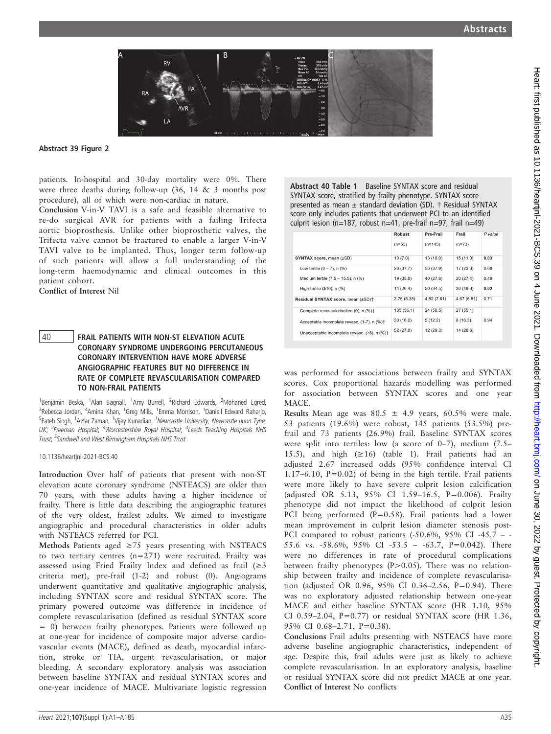Abstract 39 Figure 2

patients. In-hospital and 30-day mortality were 0%. There were three deaths during follow-up (36, 14 & 3 months post procedure), all of which were non-cardiac in nature.

**Conclusion** V-in-V TAVI is a safe and feasible alternative to re-do surgical AVR for patients with a failing Trifecta aortic bioprosthesis. Unlike other bioprosthetic valves, the Trifecta valve cannot be fractured to enable a larger V-in-V TAVI valve to be implanted. Thus, longer term follow-up of such patients will allow a full understanding of the long-term haemodynamic and clinical outcomes in this patient cohort.

**Conflict of Interest** Nil

## 40 FRAIL PATIENTS WITH NON-ST ELEVATION ACUTE CORONARY SYNDROME UNDERGOING PERCUTANEOUS CORONARY INTERVENTION HAVE MORE ADVERSE ANGIOGRAPHIC FEATURES BUT NO DIFFERENCE IN RATE OF COMPLETE REVASCULARISATION COMPARED TO NON-FRAIL PATIENTS

[1]Benjamin Beska, [1]Alan Bagnall, [1]Amy Burrell, [2]Richard Edwards, [2]Mohaned Egred, [3]Rebecca Jordan, [4]Amina Khan, [1]Greg Mills, [1]Emma Morrison, [1]Daniell Edward Raharjo, [5]Fateh Singh, [1]Azfar Zaman, [1]Vijay Kunadian. [1]*Newcastle University, Newcastle upon Tyne, UK*; [2]*Freeman Hospital*; [3]*Worcestershire Royal Hospital*; [4]*Leeds Teaching Hospitals NHS Trust*; [5]*Sandwell and West Birmingham Hospitals NHS Trust*

10.1136/heartjnl-2021-BCS.40

**Introduction** Over half of patients that present with non-ST elevation acute coronary syndrome (NSTEACS) are older than 70 years, with these adults having a higher incidence of frailty. There is little data describing the angiographic features of the very oldest, frailest adults. We aimed to investigate angiographic and procedural characteristics in older adults with NSTEACS referred for PCI.

**Methods** Patients aged ≥75 years presenting with NSTEACS to two tertiary centres (n=271) were recruited. Frailty was assessed using Fried Frailty Index and defined as frail (≥3 criteria met), pre-frail (1-2) and robust (0). Angiograms underwent quantitative and qualitative angiographic analysis, including SYNTAX score and residual SYNTAX score. The primary powered outcome was difference in incidence of complete revascularisation (defined as residual SYNTAX score = 0) between frailty phenotypes. Patients were followed up at one-year for incidence of composite major adverse cardiovascular events (MACE), defined as death, myocardial infarction, stroke or TIA, urgent revascularisation, or major bleeding. A secondary exploratory analysis was association between baseline SYNTAX and residual SYNTAX scores and one-year incidence of MACE. Multivariate logistic regression was performed for associations between frailty and SYNTAX scores. Cox proportional hazards modelling was performed for association between SYNTAX scores and one year MACE.

**Abstract 40 Table 1** Baseline SYNTAX score and residual SYNTAX score, stratified by frailty phenotype. SYNTAX score presented as mean ± standard deviation (SD). † Residual SYNTAX score only includes patients that underwent PCI to an identified culprit lesion (n=187, robust n=41, pre-frail n=97, frail n=49)

| | Robust (n=53) | Pre-Frail (n=145) | Frail (n=73) | P value |
|---|---|---|---|---|
| **SYNTAX score, mean (±SD)** | 10 (7.0) | 13 (10.0) | 15 (11.0) | **0.03** |
| Low tertile (0 – 7), n (%) | 20 (37.7) | 55 (37.9) | 17 (23.3) | 0.08 |
| Medium tertile (7.5 – 15.5), n (%) | 19 (35.8) | 40 (27.6) | 20 (27.4) | 0.49 |
| High tertile (≥16), n (%) | 14 (26.4) | 50 (34.5) | 36 (49.3) | **0.02** |
| **Residual SYNTAX score, mean (±SD)†** | 3.76 (5.38) | 4.82 (7.61) | 4.67 (6.81) | 0.71 |
| Complete revascularisation (0), n (%)† | 105 (56.1) | 24 (58.5) | 27 (55.1) | |
| Acceptable incomplete revasc. (1-7), n (%)† | 30 (16.0) | 5 (12.2) | 8 (16.3) | 0.94 |
| Unacceptable incomplete revasc. (≥8), n (%)† | 52 (27.8) | 12 (29.3) | 14 (28.6) | |

**Results** Mean age was 80.5 ± 4.9 years, 60.5% were male. 53 patients (19.6%) were robust, 145 patients (53.5%) pre-frail and 73 patients (26.9%) frail. Baseline SYNTAX scores were split into tertiles: low (a score of 0–7), medium (7.5–15.5), and high (≥16) (table 1). Frail patients had an adjusted 2.67 increased odds (95% confidence interval CI 1.17–6.10, P=0.02) of being in the high tertile. Frail patients were more likely to have severe culprit lesion calcification (adjusted OR 5.13, 95% CI 1.59–16.5, P=0.006). Frailty phenotype did not impact the likelihood of culprit lesion PCI being performed (P=0.58). Frail patients had a lower mean improvement in culprit lesion diameter stenosis post-PCI compared to robust patients (-50.6%, 95% CI -45.7 – -55.6 vs. -58.6%, 95% CI -53.5 – -63.7, P=0.042). There were no differences in rate of procedural complications between frailty phenotypes (P>0.05). There was no relationship between frailty and incidence of complete revascularisation (adjusted OR 0.96, 95% CI 0.36–2.56, P=0.94). There was no exploratory adjusted relationship between one-year MACE and either baseline SYNTAX score (HR 1.10, 95% CI 0.59–2.04, P=0.77) or residual SYNTAX score (HR 1.36, 95% CI 0.68–2.71, P=0.38).

**Conclusions** Frail adults presenting with NSTEACS have more adverse baseline angiographic characteristics, independent of age. Despite this, frail adults were just as likely to achieve complete revascularisation. In an exploratory analysis, baseline or residual SYNTAX score did not predict MACE at one year.

**Conflict of Interest** No conflicts